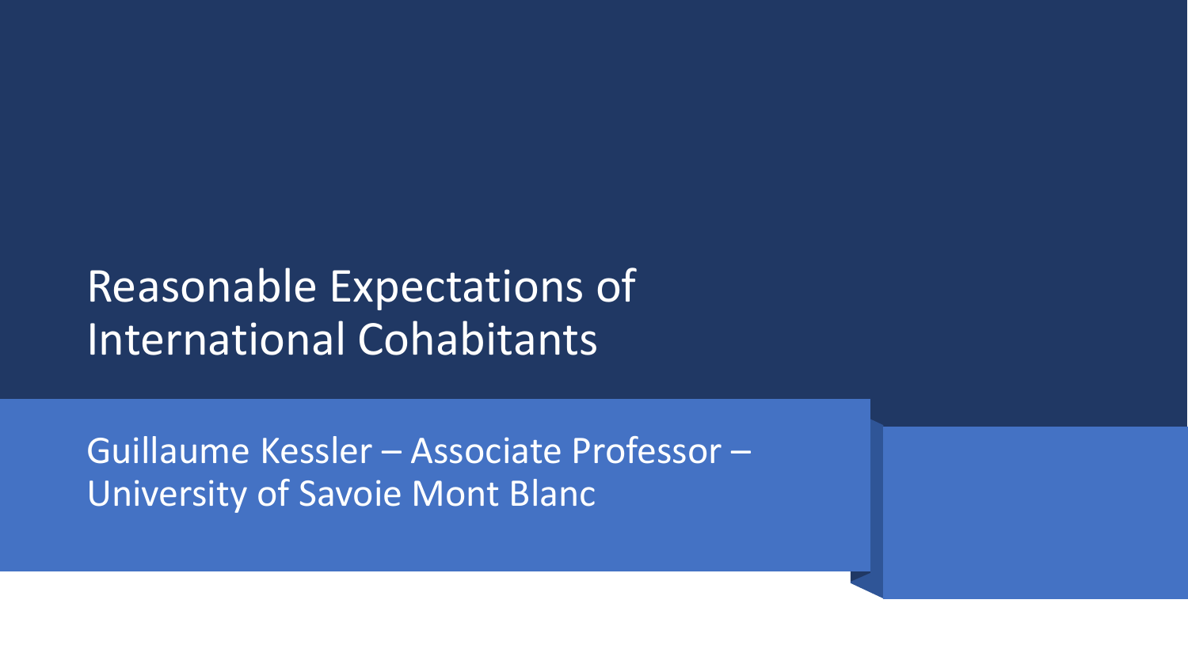# Reasonable Expectations of International Cohabitants

Guillaume Kessler – Associate Professor – University of Savoie Mont Blanc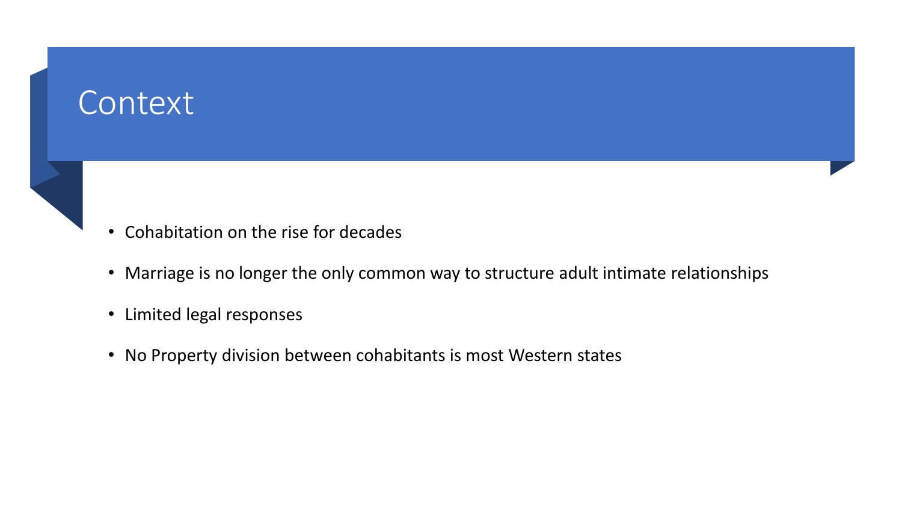# Context

- Cohabitation on the rise for decades
- Marriage is no longer the only common way to structure adult intimate relationships
- Limited legal responses
- No Property division between cohabitants is most Western states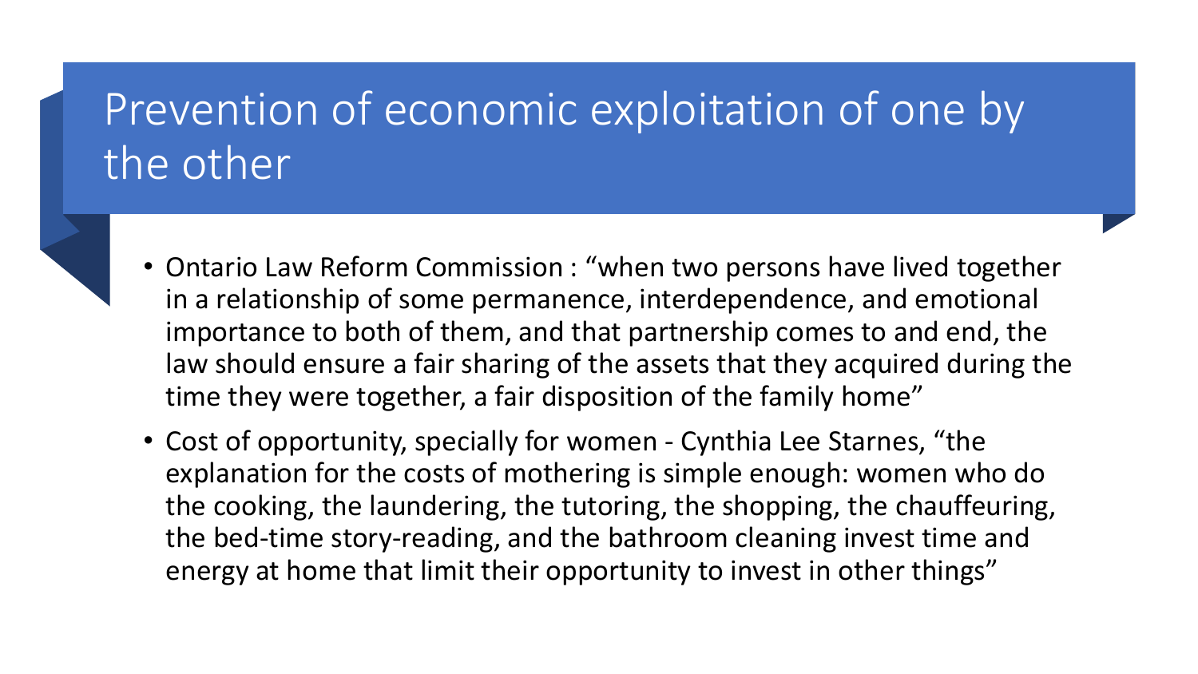# Prevention of economic exploitation of one by the other

- Ontario Law Reform Commission : “when two persons have lived together in a relationship of some permanence, interdependence, and emotional importance to both of them, and that partnership comes to and end, the law should ensure a fair sharing of the assets that they acquired during the time they were together, a fair disposition of the family home”
- Cost of opportunity, specially for women - Cynthia Lee Starnes, “the explanation for the costs of mothering is simple enough: women who do the cooking, the laundering, the tutoring, the shopping, the chauffeuring, the bed-time story-reading, and the bathroom cleaning invest time and energy at home that limit their opportunity to invest in other things”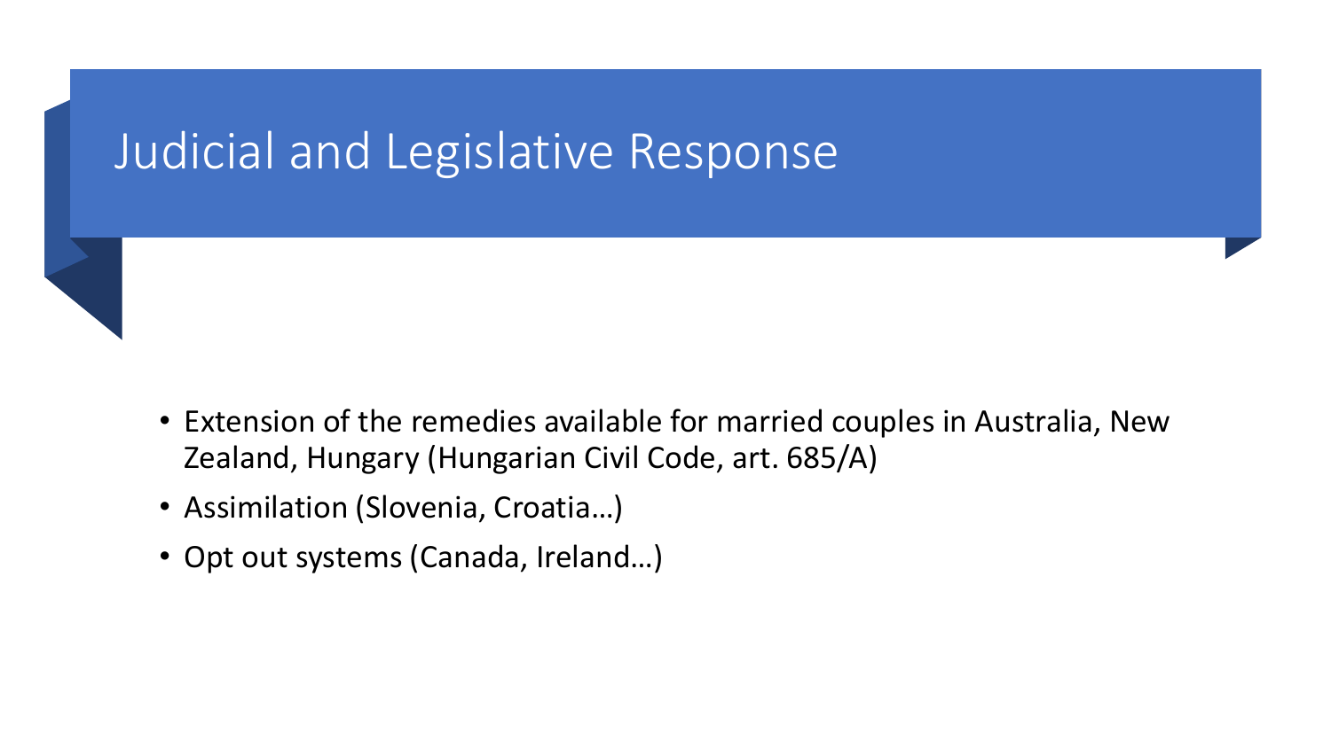# Judicial and Legislative Response

- Extension of the remedies available for married couples in Australia, New Zealand, Hungary (Hungarian Civil Code, art. 685/A)
- Assimilation (Slovenia, Croatia…)
- Opt out systems (Canada, Ireland…)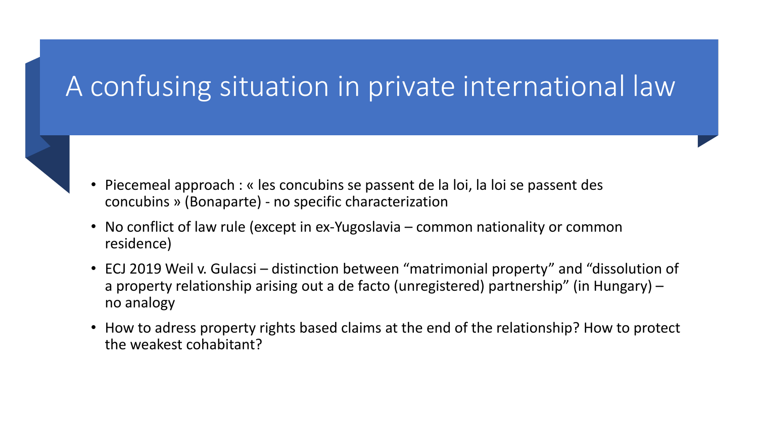# A confusing situation in private international law

- Piecemeal approach : « les concubins se passent de la loi, la loi se passent des concubins » (Bonaparte) - no specific characterization
- No conflict of law rule (except in ex-Yugoslavia – common nationality or common residence)
- ECJ 2019 Weil v. Gulacsi – distinction between "matrimonial property" and "dissolution of a property relationship arising out a de facto (unregistered) partnership" (in Hungary) – no analogy
- How to adress property rights based claims at the end of the relationship? How to protect the weakest cohabitant?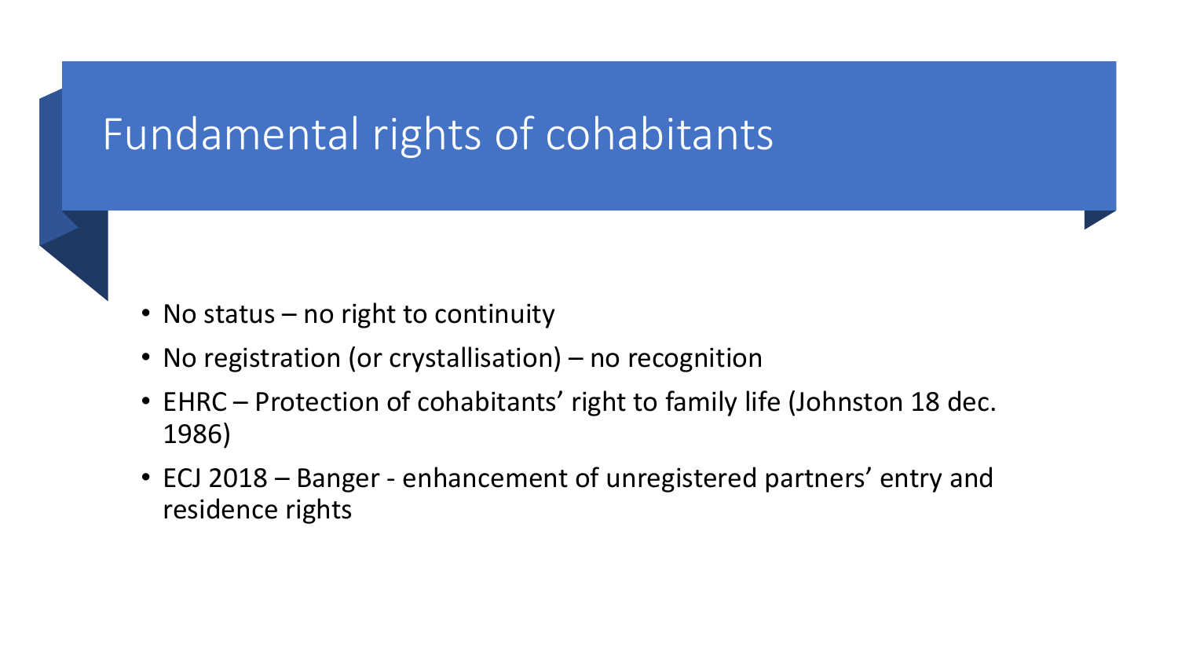# Fundamental rights of cohabitants

- No status – no right to continuity
- No registration (or crystallisation) – no recognition
- EHRC – Protection of cohabitants' right to family life (Johnston 18 dec. 1986)
- ECJ 2018 – Banger - enhancement of unregistered partners' entry and residence rights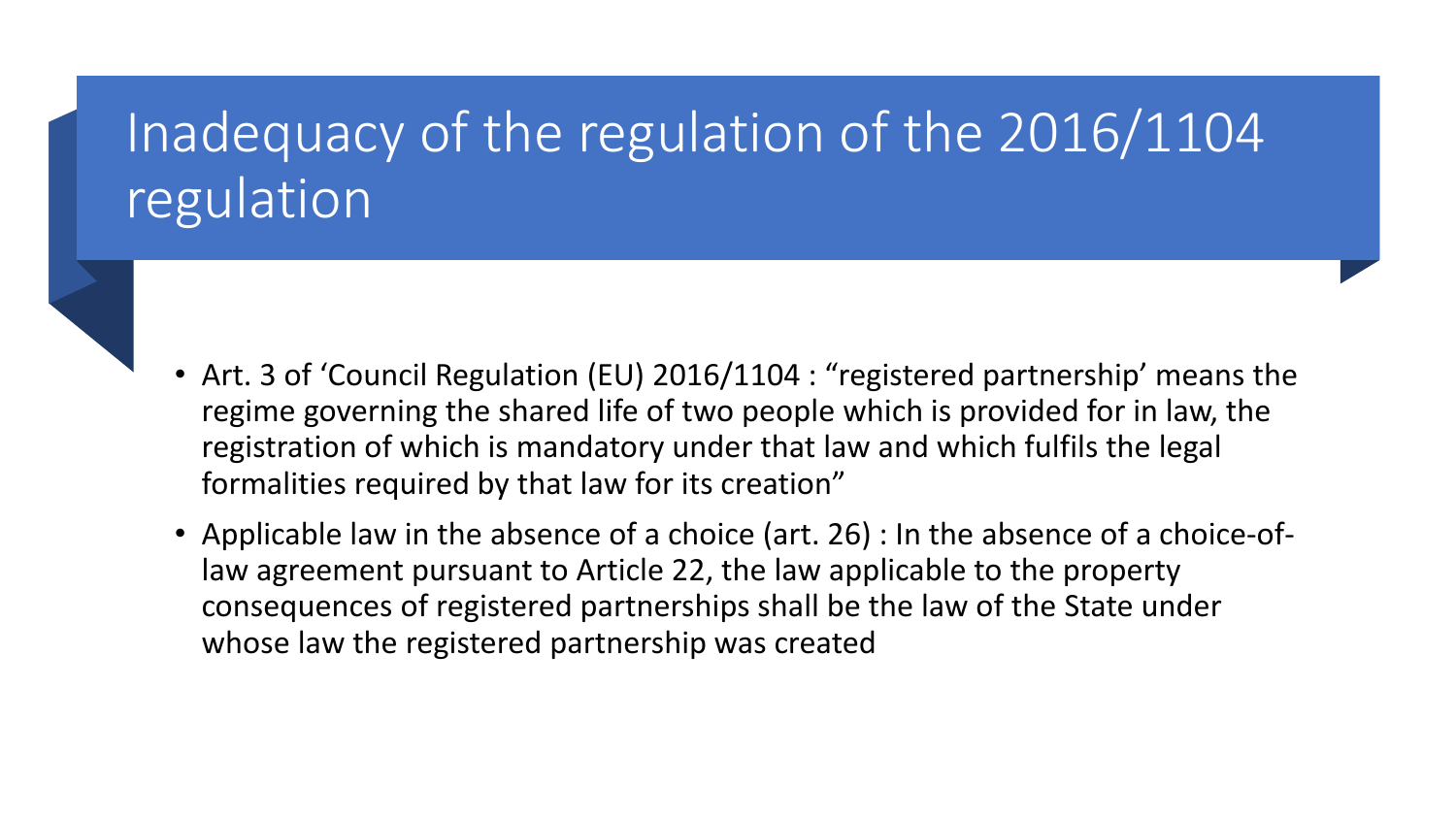# Inadequacy of the regulation of the 2016/1104 regulation

- Art. 3 of 'Council Regulation (EU) 2016/1104 : "registered partnership' means the regime governing the shared life of two people which is provided for in law, the registration of which is mandatory under that law and which fulfils the legal formalities required by that law for its creation"
- Applicable law in the absence of a choice (art. 26) : In the absence of a choice-of-law agreement pursuant to Article 22, the law applicable to the property consequences of registered partnerships shall be the law of the State under whose law the registered partnership was created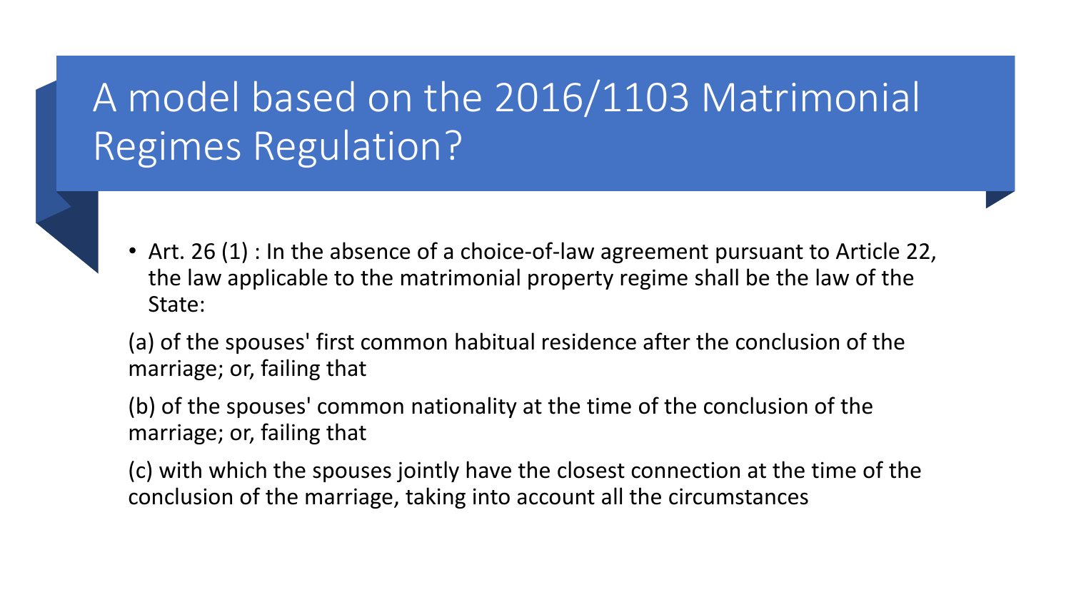# A model based on the 2016/1103 Matrimonial Regimes Regulation?

- Art. 26 (1) : In the absence of a choice-of-law agreement pursuant to Article 22, the law applicable to the matrimonial property regime shall be the law of the State:

(a) of the spouses' first common habitual residence after the conclusion of the marriage; or, failing that

(b) of the spouses' common nationality at the time of the conclusion of the marriage; or, failing that

(c) with which the spouses jointly have the closest connection at the time of the conclusion of the marriage, taking into account all the circumstances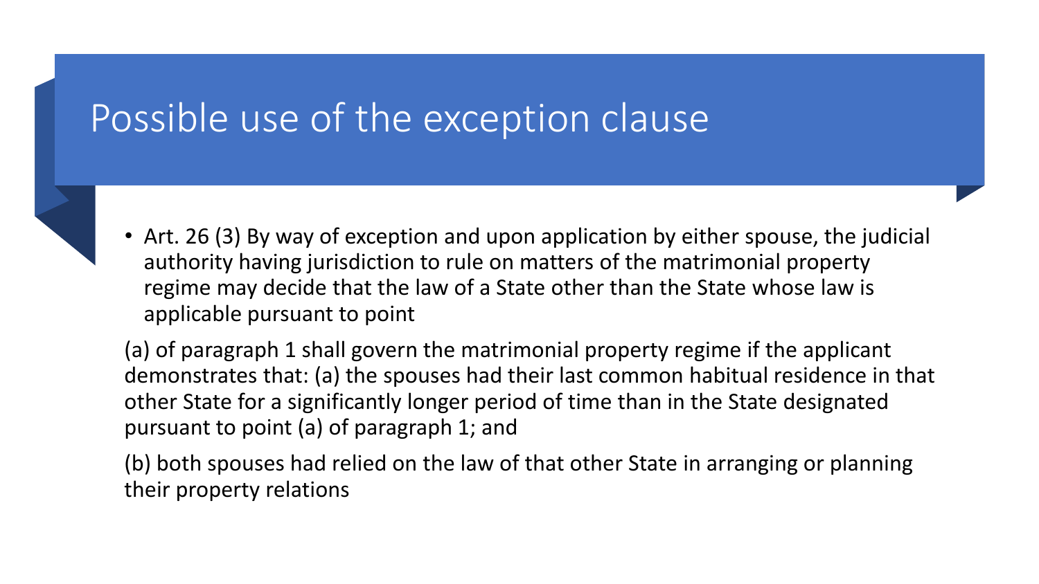# Possible use of the exception clause

- Art. 26 (3) By way of exception and upon application by either spouse, the judicial authority having jurisdiction to rule on matters of the matrimonial property regime may decide that the law of a State other than the State whose law is applicable pursuant to point

(a) of paragraph 1 shall govern the matrimonial property regime if the applicant demonstrates that: (a) the spouses had their last common habitual residence in that other State for a significantly longer period of time than in the State designated pursuant to point (a) of paragraph 1; and

(b) both spouses had relied on the law of that other State in arranging or planning their property relations